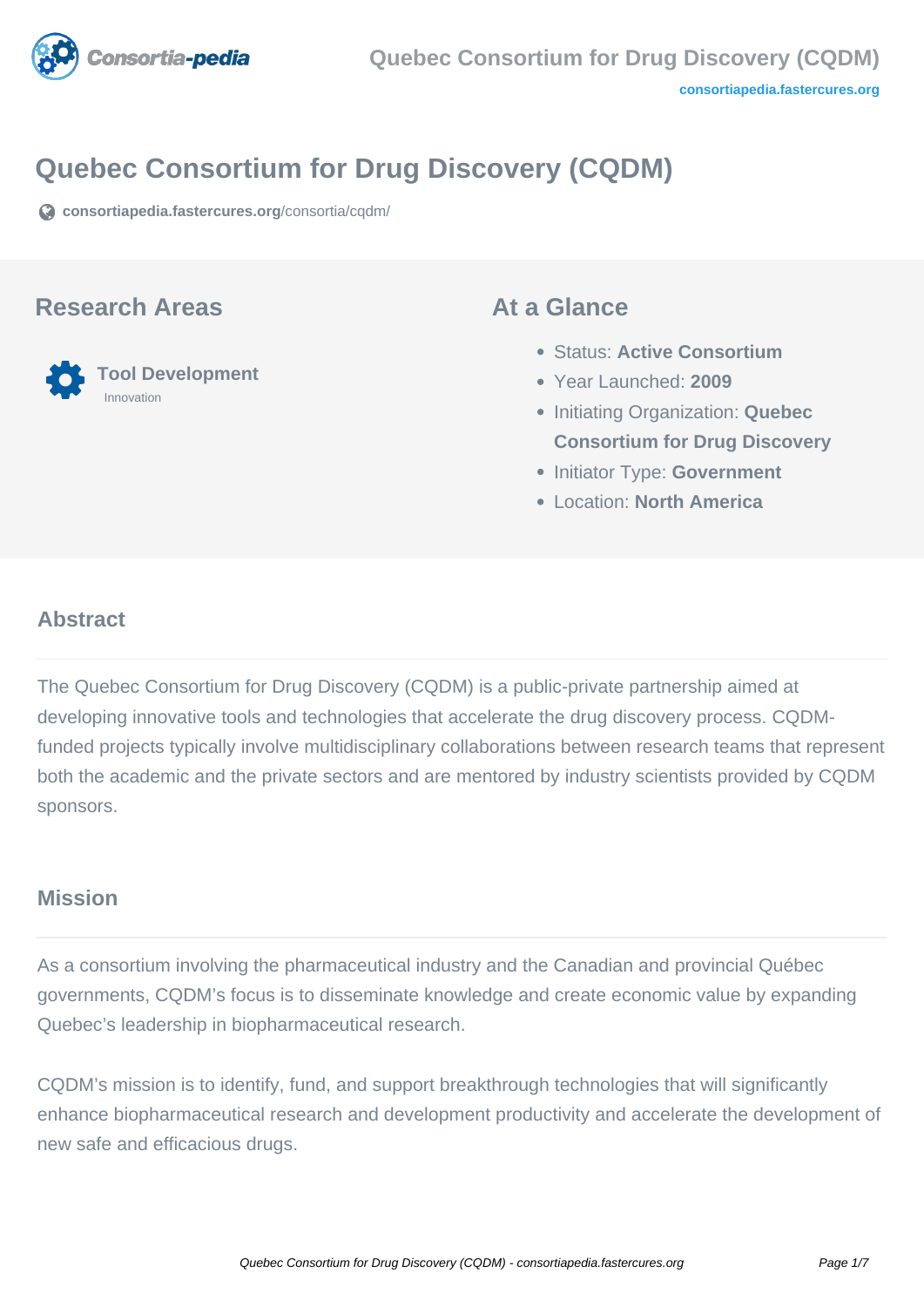# Quebec Consortium for Drug Discovery (CQDM)

**consortiapedia.fastercures.org**/consortia/cqdm/

## Research Areas

**Tool Development**
Innovation

## At a Glance

- Status: **Active Consortium**
- Year Launched: **2009**
- Initiating Organization: **Quebec Consortium for Drug Discovery**
- Initiator Type: **Government**
- Location: **North America**

## Abstract

The Quebec Consortium for Drug Discovery (CQDM) is a public-private partnership aimed at developing innovative tools and technologies that accelerate the drug discovery process. CQDM-funded projects typically involve multidisciplinary collaborations between research teams that represent both the academic and the private sectors and are mentored by industry scientists provided by CQDM sponsors.

## Mission

As a consortium involving the pharmaceutical industry and the Canadian and provincial Québec governments, CQDM's focus is to disseminate knowledge and create economic value by expanding Quebec's leadership in biopharmaceutical research.

CQDM's mission is to identify, fund, and support breakthrough technologies that will significantly enhance biopharmaceutical research and development productivity and accelerate the development of new safe and efficacious drugs.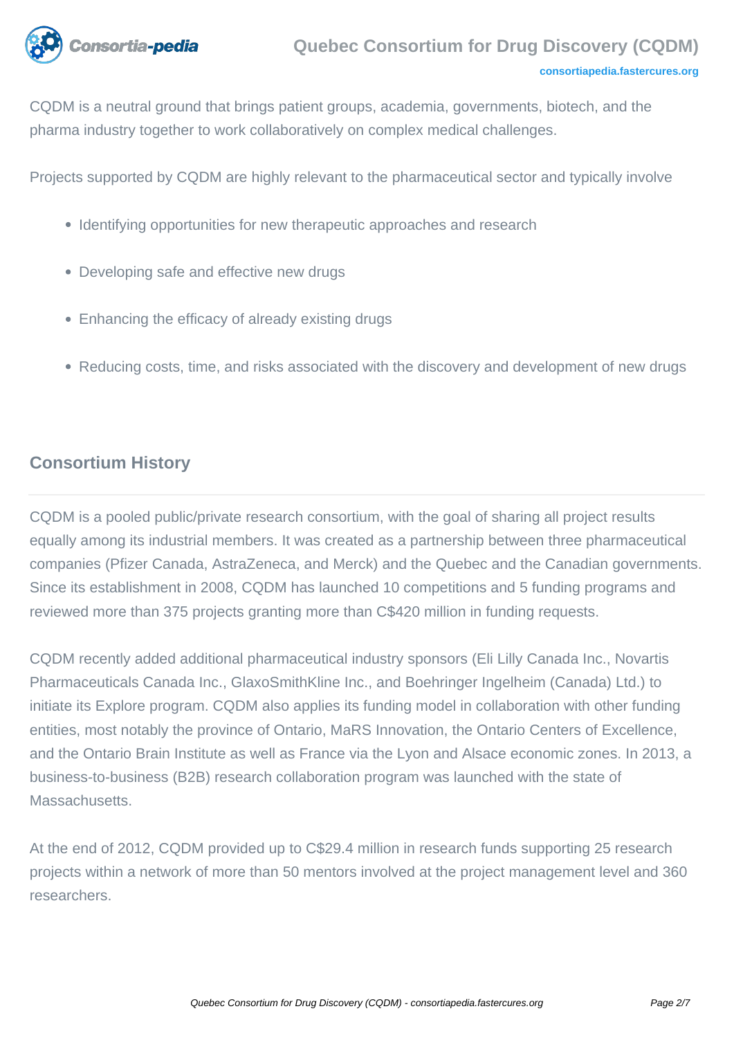CQDM is a neutral ground that brings patient groups, academia, governments, biotech, and the pharma industry together to work collaboratively on complex medical challenges.

Projects supported by CQDM are highly relevant to the pharmaceutical sector and typically involve

- Identifying opportunities for new therapeutic approaches and research
- Developing safe and effective new drugs
- Enhancing the efficacy of already existing drugs
- Reducing costs, time, and risks associated with the discovery and development of new drugs

## Consortium History

CQDM is a pooled public/private research consortium, with the goal of sharing all project results equally among its industrial members. It was created as a partnership between three pharmaceutical companies (Pfizer Canada, AstraZeneca, and Merck) and the Quebec and the Canadian governments. Since its establishment in 2008, CQDM has launched 10 competitions and 5 funding programs and reviewed more than 375 projects granting more than C$420 million in funding requests.

CQDM recently added additional pharmaceutical industry sponsors (Eli Lilly Canada Inc., Novartis Pharmaceuticals Canada Inc., GlaxoSmithKline Inc., and Boehringer Ingelheim (Canada) Ltd.) to initiate its Explore program. CQDM also applies its funding model in collaboration with other funding entities, most notably the province of Ontario, MaRS Innovation, the Ontario Centers of Excellence, and the Ontario Brain Institute as well as France via the Lyon and Alsace economic zones. In 2013, a business-to-business (B2B) research collaboration program was launched with the state of Massachusetts.

At the end of 2012, CQDM provided up to C$29.4 million in research funds supporting 25 research projects within a network of more than 50 mentors involved at the project management level and 360 researchers.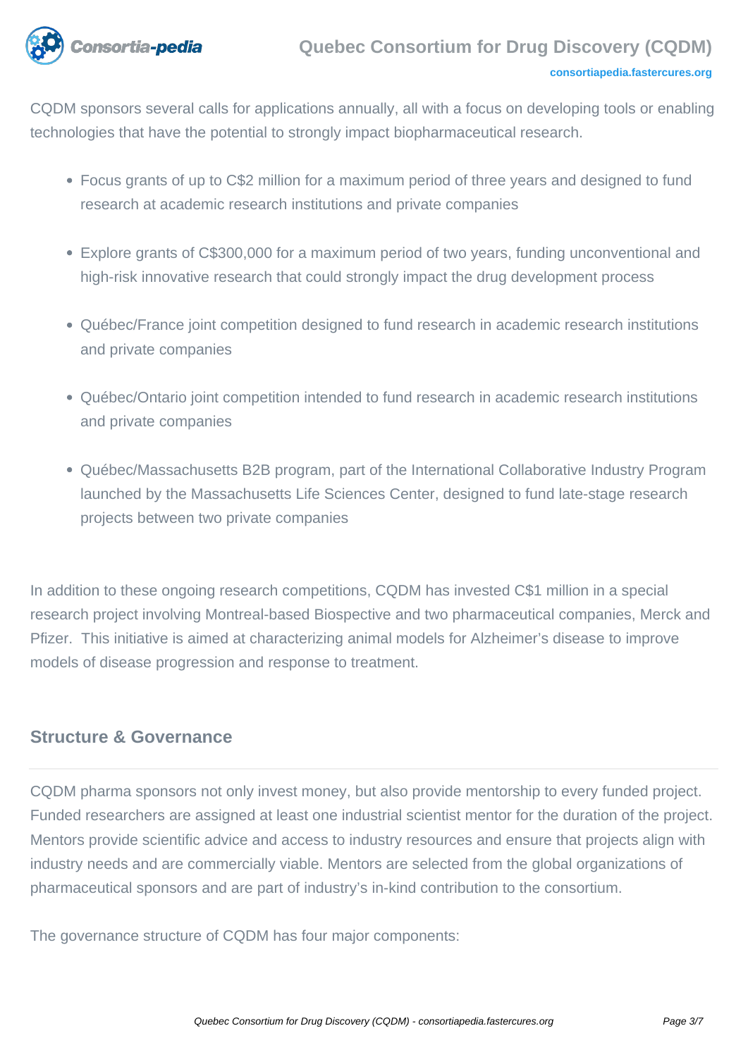CQDM sponsors several calls for applications annually, all with a focus on developing tools or enabling technologies that have the potential to strongly impact biopharmaceutical research.

- Focus grants of up to C$2 million for a maximum period of three years and designed to fund research at academic research institutions and private companies
- Explore grants of C$300,000 for a maximum period of two years, funding unconventional and high-risk innovative research that could strongly impact the drug development process
- Québec/France joint competition designed to fund research in academic research institutions and private companies
- Québec/Ontario joint competition intended to fund research in academic research institutions and private companies
- Québec/Massachusetts B2B program, part of the International Collaborative Industry Program launched by the Massachusetts Life Sciences Center, designed to fund late-stage research projects between two private companies

In addition to these ongoing research competitions, CQDM has invested C$1 million in a special research project involving Montreal-based Biospective and two pharmaceutical companies, Merck and Pfizer.  This initiative is aimed at characterizing animal models for Alzheimer's disease to improve models of disease progression and response to treatment.

## Structure & Governance

CQDM pharma sponsors not only invest money, but also provide mentorship to every funded project. Funded researchers are assigned at least one industrial scientist mentor for the duration of the project. Mentors provide scientific advice and access to industry resources and ensure that projects align with industry needs and are commercially viable. Mentors are selected from the global organizations of pharmaceutical sponsors and are part of industry's in-kind contribution to the consortium.

The governance structure of CQDM has four major components: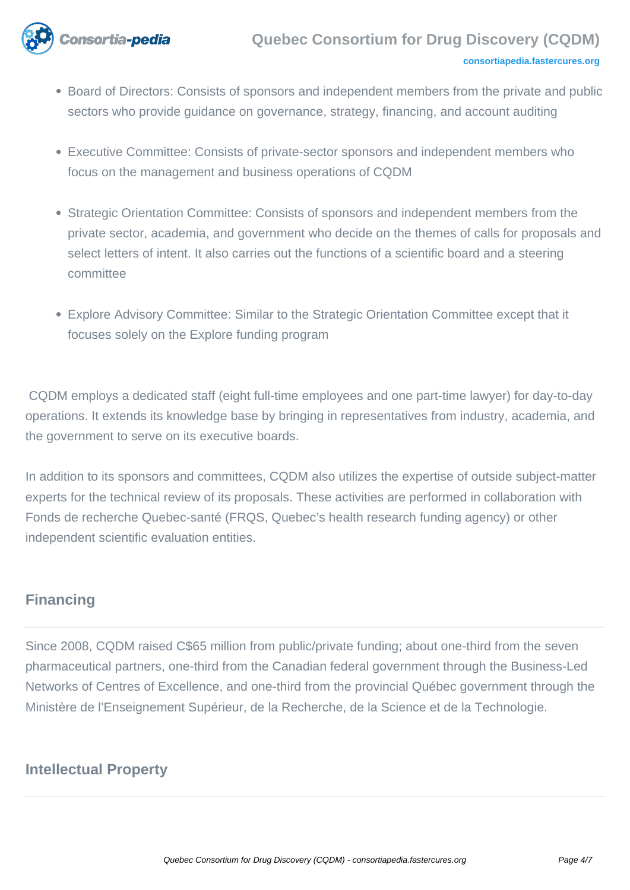- Board of Directors: Consists of sponsors and independent members from the private and public sectors who provide guidance on governance, strategy, financing, and account auditing
- Executive Committee: Consists of private-sector sponsors and independent members who focus on the management and business operations of CQDM
- Strategic Orientation Committee: Consists of sponsors and independent members from the private sector, academia, and government who decide on the themes of calls for proposals and select letters of intent. It also carries out the functions of a scientific board and a steering committee
- Explore Advisory Committee: Similar to the Strategic Orientation Committee except that it focuses solely on the Explore funding program

CQDM employs a dedicated staff (eight full-time employees and one part-time lawyer) for day-to-day operations. It extends its knowledge base by bringing in representatives from industry, academia, and the government to serve on its executive boards.

In addition to its sponsors and committees, CQDM also utilizes the expertise of outside subject-matter experts for the technical review of its proposals. These activities are performed in collaboration with Fonds de recherche Quebec-santé (FRQS, Quebec's health research funding agency) or other independent scientific evaluation entities.

## Financing

Since 2008, CQDM raised C$65 million from public/private funding; about one-third from the seven pharmaceutical partners, one-third from the Canadian federal government through the Business-Led Networks of Centres of Excellence, and one-third from the provincial Québec government through the Ministère de l'Enseignement Supérieur, de la Recherche, de la Science et de la Technologie.

## Intellectual Property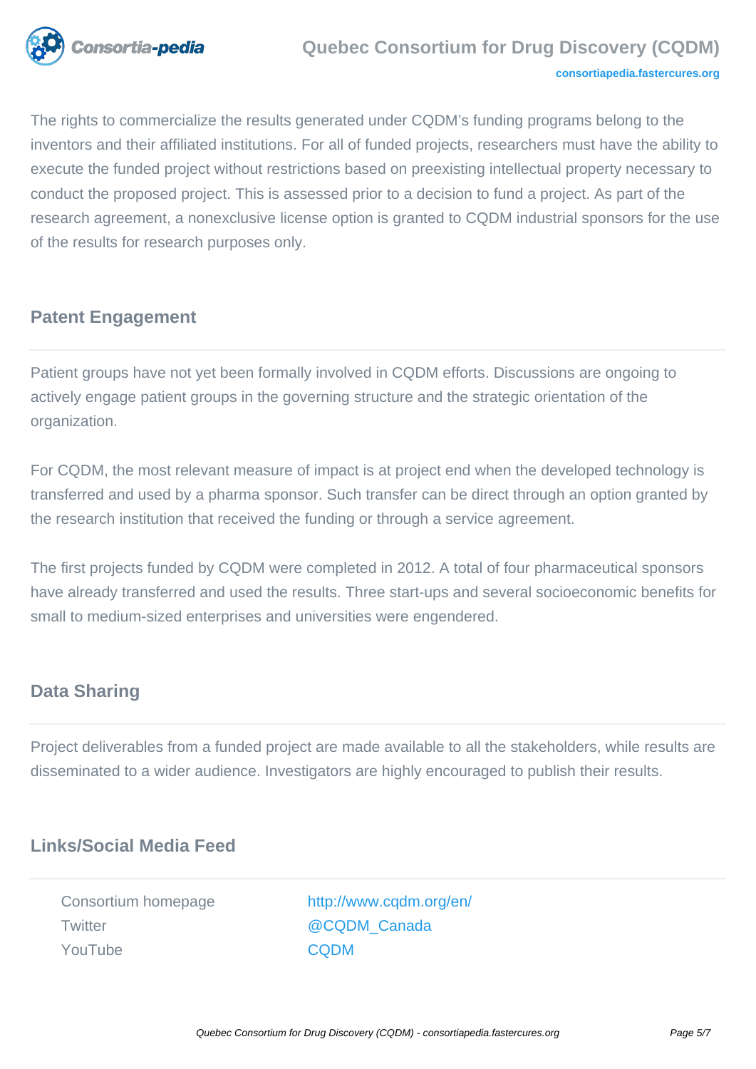The rights to commercialize the results generated under CQDM's funding programs belong to the inventors and their affiliated institutions. For all of funded projects, researchers must have the ability to execute the funded project without restrictions based on preexisting intellectual property necessary to conduct the proposed project. This is assessed prior to a decision to fund a project. As part of the research agreement, a nonexclusive license option is granted to CQDM industrial sponsors for the use of the results for research purposes only.

## Patent Engagement

Patient groups have not yet been formally involved in CQDM efforts. Discussions are ongoing to actively engage patient groups in the governing structure and the strategic orientation of the organization.

For CQDM, the most relevant measure of impact is at project end when the developed technology is transferred and used by a pharma sponsor. Such transfer can be direct through an option granted by the research institution that received the funding or through a service agreement.

The first projects funded by CQDM were completed in 2012. A total of four pharmaceutical sponsors have already transferred and used the results. Three start-ups and several socioeconomic benefits for small to medium-sized enterprises and universities were engendered.

## Data Sharing

Project deliverables from a funded project are made available to all the stakeholders, while results are disseminated to a wider audience. Investigators are highly encouraged to publish their results.

## Links/Social Media Feed

| | |
|---|---|
| Consortium homepage | http://www.cqdm.org/en/ |
| Twitter | @CQDM_Canada |
| YouTube | CQDM |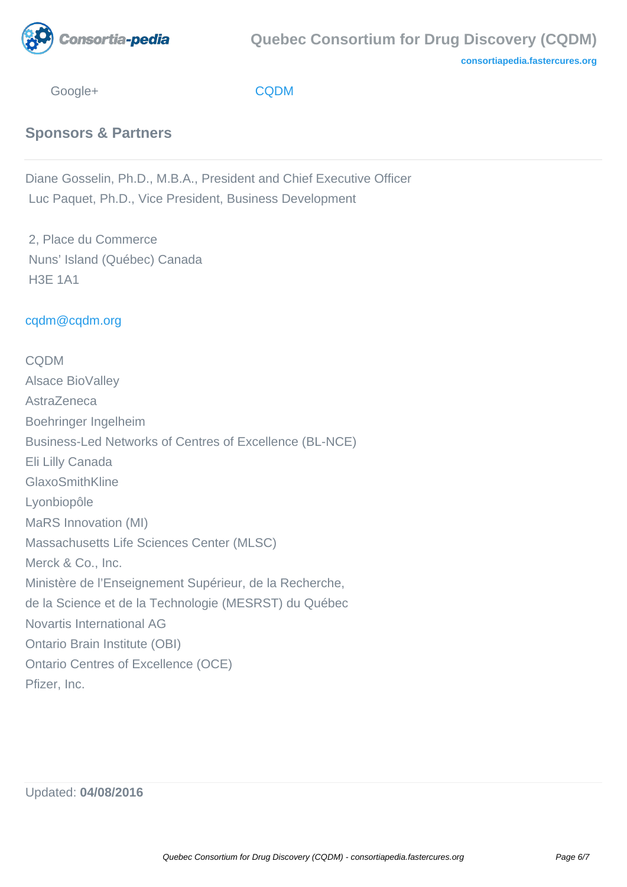Google+ CQDM

## Sponsors & Partners

Diane Gosselin, Ph.D., M.B.A., President and Chief Executive Officer
Luc Paquet, Ph.D., Vice President, Business Development

2, Place du Commerce
Nuns' Island (Québec) Canada
H3E 1A1

cqdm@cqdm.org

CQDM
Alsace BioValley
AstraZeneca
Boehringer Ingelheim
Business-Led Networks of Centres of Excellence (BL-NCE)
Eli Lilly Canada
GlaxoSmithKline
Lyonbiopôle
MaRS Innovation (MI)
Massachusetts Life Sciences Center (MLSC)
Merck & Co., Inc.
Ministère de l'Enseignement Supérieur, de la Recherche,
de la Science et de la Technologie (MESRST) du Québec
Novartis International AG
Ontario Brain Institute (OBI)
Ontario Centres of Excellence (OCE)
Pfizer, Inc.

Updated: **04/08/2016**